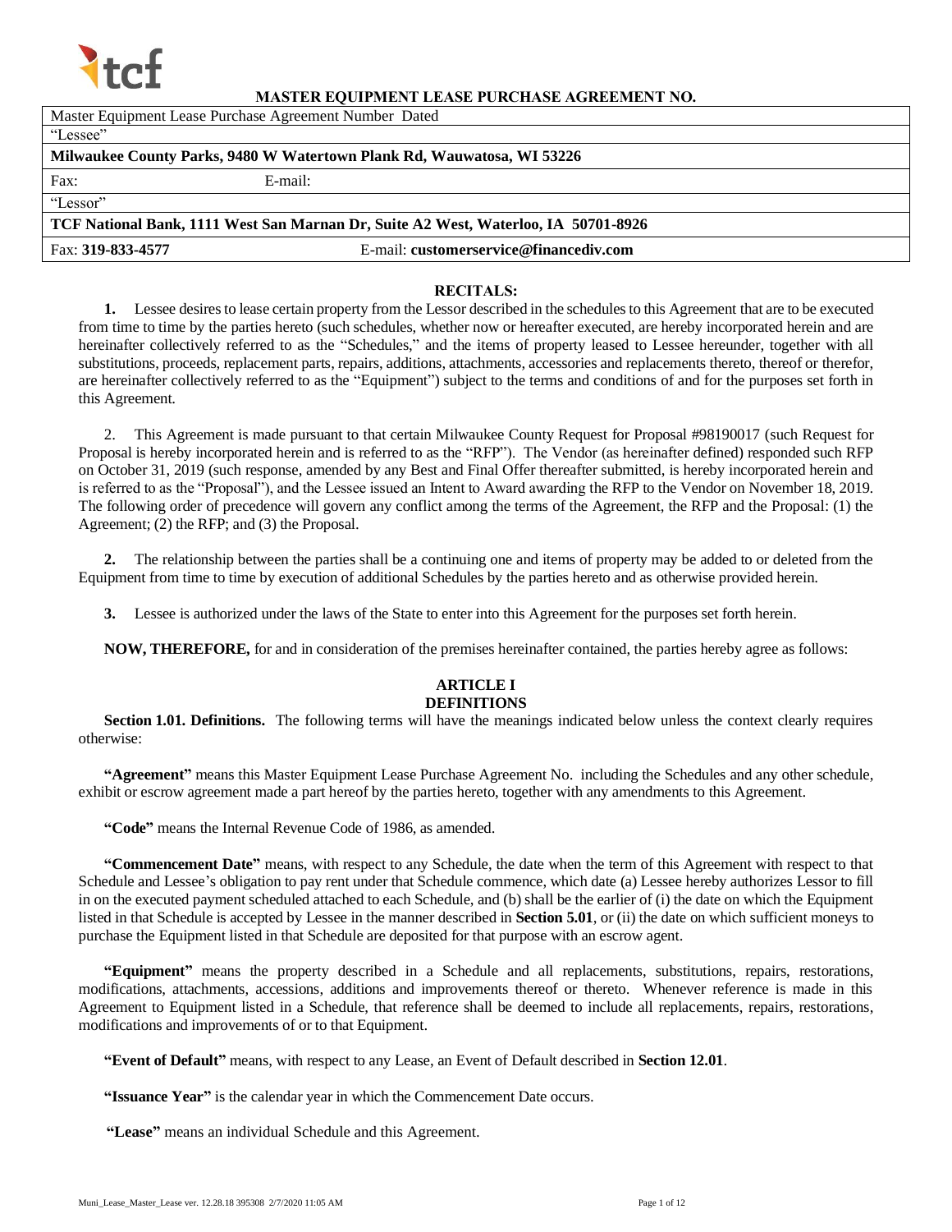# MASTER EQUIPMENT LEASE PURCHASE AGREEMENT NO.

| Master Equipment Lease Purchase Agreement Number Dated | |
|---|---|
| "Lessee" | |
| **Milwaukee County Parks, 9480 W Watertown Plank Rd, Wauwatosa, WI 53226** | |
| Fax: | E-mail: |
| "Lessor" | |
| **TCF National Bank, 1111 West San Marnan Dr, Suite A2 West, Waterloo, IA 50701-8926** | |
| Fax: **319-833-4577** | E-mail: **customerservice@financediv.com** |

## RECITALS:

**1.** Lessee desires to lease certain property from the Lessor described in the schedules to this Agreement that are to be executed from time to time by the parties hereto (such schedules, whether now or hereafter executed, are hereby incorporated herein and are hereinafter collectively referred to as the "Schedules," and the items of property leased to Lessee hereunder, together with all substitutions, proceeds, replacement parts, repairs, additions, attachments, accessories and replacements thereto, thereof or therefor, are hereinafter collectively referred to as the "Equipment") subject to the terms and conditions of and for the purposes set forth in this Agreement.

2. This Agreement is made pursuant to that certain Milwaukee County Request for Proposal #98190017 (such Request for Proposal is hereby incorporated herein and is referred to as the "RFP"). The Vendor (as hereinafter defined) responded such RFP on October 31, 2019 (such response, amended by any Best and Final Offer thereafter submitted, is hereby incorporated herein and is referred to as the "Proposal"), and the Lessee issued an Intent to Award awarding the RFP to the Vendor on November 18, 2019. The following order of precedence will govern any conflict among the terms of the Agreement, the RFP and the Proposal: (1) the Agreement; (2) the RFP; and (3) the Proposal.

**2.** The relationship between the parties shall be a continuing one and items of property may be added to or deleted from the Equipment from time to time by execution of additional Schedules by the parties hereto and as otherwise provided herein.

**3.** Lessee is authorized under the laws of the State to enter into this Agreement for the purposes set forth herein.

**NOW, THEREFORE,** for and in consideration of the premises hereinafter contained, the parties hereby agree as follows:

## ARTICLE I
## DEFINITIONS

**Section 1.01. Definitions.** The following terms will have the meanings indicated below unless the context clearly requires otherwise:

**"Agreement"** means this Master Equipment Lease Purchase Agreement No. including the Schedules and any other schedule, exhibit or escrow agreement made a part hereof by the parties hereto, together with any amendments to this Agreement.

**"Code"** means the Internal Revenue Code of 1986, as amended.

**"Commencement Date"** means, with respect to any Schedule, the date when the term of this Agreement with respect to that Schedule and Lessee's obligation to pay rent under that Schedule commence, which date (a) Lessee hereby authorizes Lessor to fill in on the executed payment scheduled attached to each Schedule, and (b) shall be the earlier of (i) the date on which the Equipment listed in that Schedule is accepted by Lessee in the manner described in **Section 5.01**, or (ii) the date on which sufficient moneys to purchase the Equipment listed in that Schedule are deposited for that purpose with an escrow agent.

**"Equipment"** means the property described in a Schedule and all replacements, substitutions, repairs, restorations, modifications, attachments, accessions, additions and improvements thereof or thereto. Whenever reference is made in this Agreement to Equipment listed in a Schedule, that reference shall be deemed to include all replacements, repairs, restorations, modifications and improvements of or to that Equipment.

**"Event of Default"** means, with respect to any Lease, an Event of Default described in **Section 12.01**.

**"Issuance Year"** is the calendar year in which the Commencement Date occurs.

**"Lease"** means an individual Schedule and this Agreement.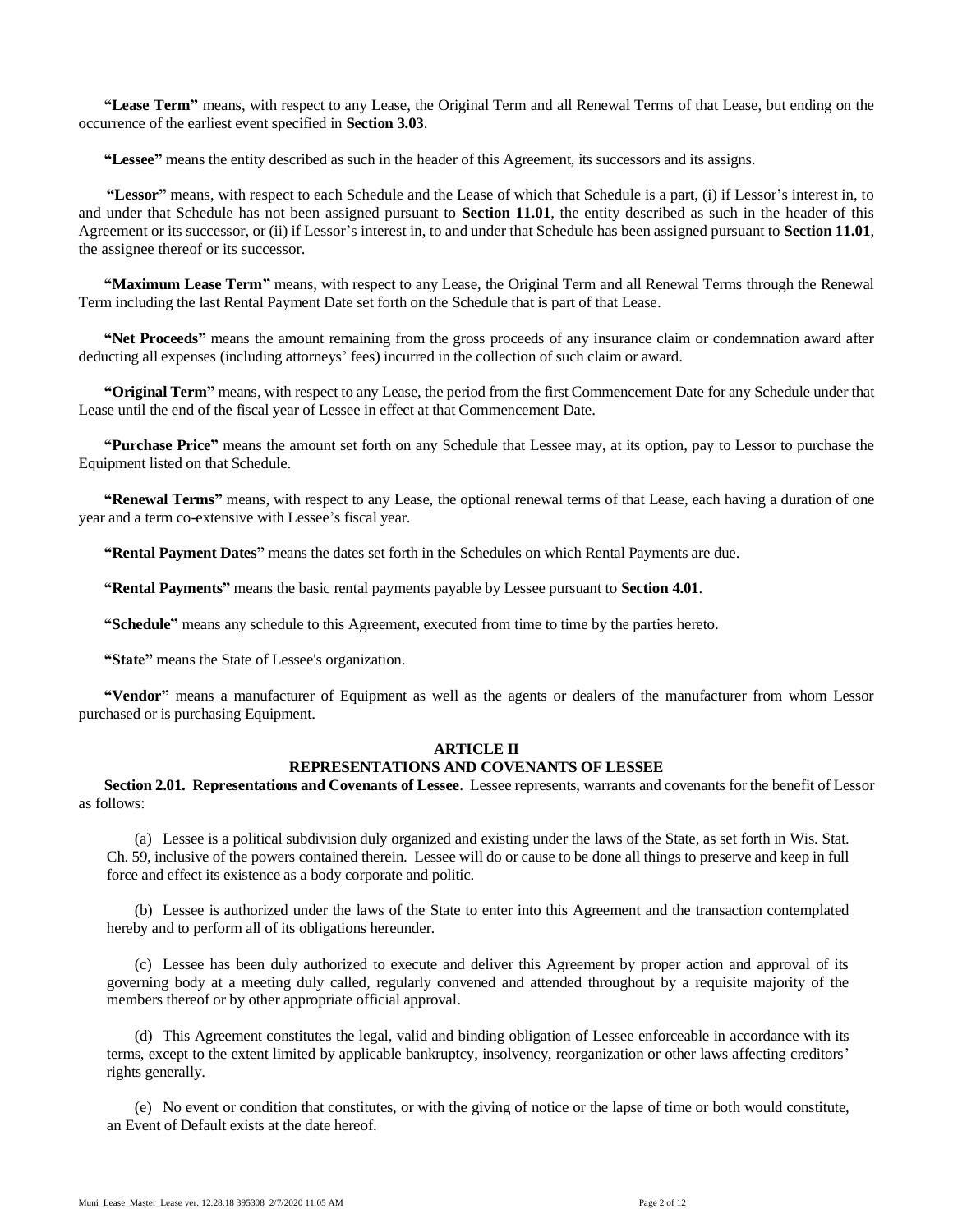**"Lease Term"** means, with respect to any Lease, the Original Term and all Renewal Terms of that Lease, but ending on the occurrence of the earliest event specified in **Section 3.03**.

**"Lessee"** means the entity described as such in the header of this Agreement, its successors and its assigns.

**"Lessor"** means, with respect to each Schedule and the Lease of which that Schedule is a part, (i) if Lessor's interest in, to and under that Schedule has not been assigned pursuant to **Section 11.01**, the entity described as such in the header of this Agreement or its successor, or (ii) if Lessor's interest in, to and under that Schedule has been assigned pursuant to **Section 11.01**, the assignee thereof or its successor.

**"Maximum Lease Term"** means, with respect to any Lease, the Original Term and all Renewal Terms through the Renewal Term including the last Rental Payment Date set forth on the Schedule that is part of that Lease.

**"Net Proceeds"** means the amount remaining from the gross proceeds of any insurance claim or condemnation award after deducting all expenses (including attorneys' fees) incurred in the collection of such claim or award.

**"Original Term"** means, with respect to any Lease, the period from the first Commencement Date for any Schedule under that Lease until the end of the fiscal year of Lessee in effect at that Commencement Date.

**"Purchase Price"** means the amount set forth on any Schedule that Lessee may, at its option, pay to Lessor to purchase the Equipment listed on that Schedule.

**"Renewal Terms"** means, with respect to any Lease, the optional renewal terms of that Lease, each having a duration of one year and a term co-extensive with Lessee's fiscal year.

**"Rental Payment Dates"** means the dates set forth in the Schedules on which Rental Payments are due.

**"Rental Payments"** means the basic rental payments payable by Lessee pursuant to **Section 4.01**.

**"Schedule"** means any schedule to this Agreement, executed from time to time by the parties hereto.

**"State"** means the State of Lessee's organization.

**"Vendor"** means a manufacturer of Equipment as well as the agents or dealers of the manufacturer from whom Lessor purchased or is purchasing Equipment.

## ARTICLE II
## REPRESENTATIONS AND COVENANTS OF LESSEE

**Section 2.01. Representations and Covenants of Lessee**. Lessee represents, warrants and covenants for the benefit of Lessor as follows:

(a) Lessee is a political subdivision duly organized and existing under the laws of the State, as set forth in Wis. Stat. Ch. 59, inclusive of the powers contained therein. Lessee will do or cause to be done all things to preserve and keep in full force and effect its existence as a body corporate and politic.

(b) Lessee is authorized under the laws of the State to enter into this Agreement and the transaction contemplated hereby and to perform all of its obligations hereunder.

(c) Lessee has been duly authorized to execute and deliver this Agreement by proper action and approval of its governing body at a meeting duly called, regularly convened and attended throughout by a requisite majority of the members thereof or by other appropriate official approval.

(d) This Agreement constitutes the legal, valid and binding obligation of Lessee enforceable in accordance with its terms, except to the extent limited by applicable bankruptcy, insolvency, reorganization or other laws affecting creditors' rights generally.

(e) No event or condition that constitutes, or with the giving of notice or the lapse of time or both would constitute, an Event of Default exists at the date hereof.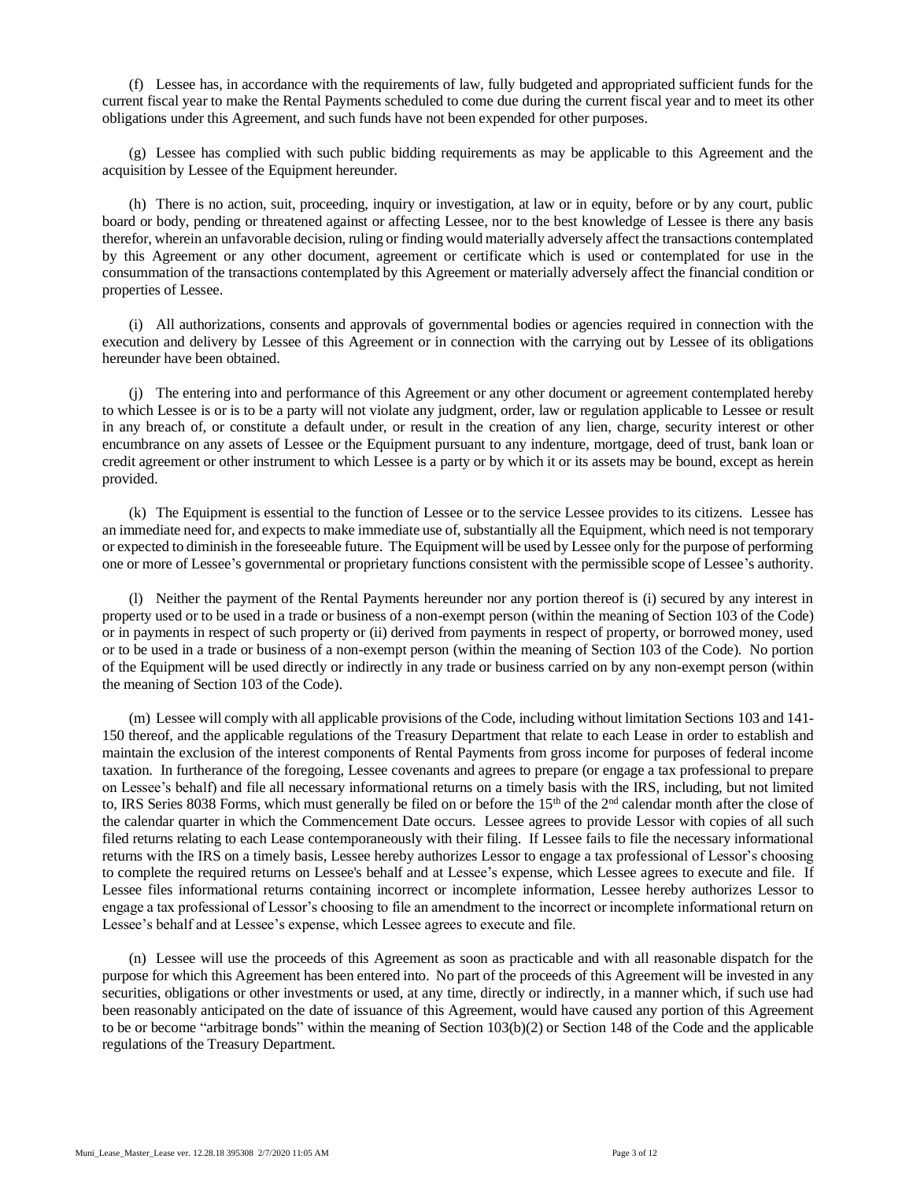(f) Lessee has, in accordance with the requirements of law, fully budgeted and appropriated sufficient funds for the current fiscal year to make the Rental Payments scheduled to come due during the current fiscal year and to meet its other obligations under this Agreement, and such funds have not been expended for other purposes.

(g) Lessee has complied with such public bidding requirements as may be applicable to this Agreement and the acquisition by Lessee of the Equipment hereunder.

(h) There is no action, suit, proceeding, inquiry or investigation, at law or in equity, before or by any court, public board or body, pending or threatened against or affecting Lessee, nor to the best knowledge of Lessee is there any basis therefor, wherein an unfavorable decision, ruling or finding would materially adversely affect the transactions contemplated by this Agreement or any other document, agreement or certificate which is used or contemplated for use in the consummation of the transactions contemplated by this Agreement or materially adversely affect the financial condition or properties of Lessee.

(i) All authorizations, consents and approvals of governmental bodies or agencies required in connection with the execution and delivery by Lessee of this Agreement or in connection with the carrying out by Lessee of its obligations hereunder have been obtained.

(j) The entering into and performance of this Agreement or any other document or agreement contemplated hereby to which Lessee is or is to be a party will not violate any judgment, order, law or regulation applicable to Lessee or result in any breach of, or constitute a default under, or result in the creation of any lien, charge, security interest or other encumbrance on any assets of Lessee or the Equipment pursuant to any indenture, mortgage, deed of trust, bank loan or credit agreement or other instrument to which Lessee is a party or by which it or its assets may be bound, except as herein provided.

(k) The Equipment is essential to the function of Lessee or to the service Lessee provides to its citizens. Lessee has an immediate need for, and expects to make immediate use of, substantially all the Equipment, which need is not temporary or expected to diminish in the foreseeable future. The Equipment will be used by Lessee only for the purpose of performing one or more of Lessee's governmental or proprietary functions consistent with the permissible scope of Lessee's authority.

(l) Neither the payment of the Rental Payments hereunder nor any portion thereof is (i) secured by any interest in property used or to be used in a trade or business of a non-exempt person (within the meaning of Section 103 of the Code) or in payments in respect of such property or (ii) derived from payments in respect of property, or borrowed money, used or to be used in a trade or business of a non-exempt person (within the meaning of Section 103 of the Code). No portion of the Equipment will be used directly or indirectly in any trade or business carried on by any non-exempt person (within the meaning of Section 103 of the Code).

(m) Lessee will comply with all applicable provisions of the Code, including without limitation Sections 103 and 141-150 thereof, and the applicable regulations of the Treasury Department that relate to each Lease in order to establish and maintain the exclusion of the interest components of Rental Payments from gross income for purposes of federal income taxation. In furtherance of the foregoing, Lessee covenants and agrees to prepare (or engage a tax professional to prepare on Lessee's behalf) and file all necessary informational returns on a timely basis with the IRS, including, but not limited to, IRS Series 8038 Forms, which must generally be filed on or before the 15th of the 2nd calendar month after the close of the calendar quarter in which the Commencement Date occurs. Lessee agrees to provide Lessor with copies of all such filed returns relating to each Lease contemporaneously with their filing. If Lessee fails to file the necessary informational returns with the IRS on a timely basis, Lessee hereby authorizes Lessor to engage a tax professional of Lessor's choosing to complete the required returns on Lessee's behalf and at Lessee's expense, which Lessee agrees to execute and file. If Lessee files informational returns containing incorrect or incomplete information, Lessee hereby authorizes Lessor to engage a tax professional of Lessor's choosing to file an amendment to the incorrect or incomplete informational return on Lessee's behalf and at Lessee's expense, which Lessee agrees to execute and file.

(n) Lessee will use the proceeds of this Agreement as soon as practicable and with all reasonable dispatch for the purpose for which this Agreement has been entered into. No part of the proceeds of this Agreement will be invested in any securities, obligations or other investments or used, at any time, directly or indirectly, in a manner which, if such use had been reasonably anticipated on the date of issuance of this Agreement, would have caused any portion of this Agreement to be or become "arbitrage bonds" within the meaning of Section 103(b)(2) or Section 148 of the Code and the applicable regulations of the Treasury Department.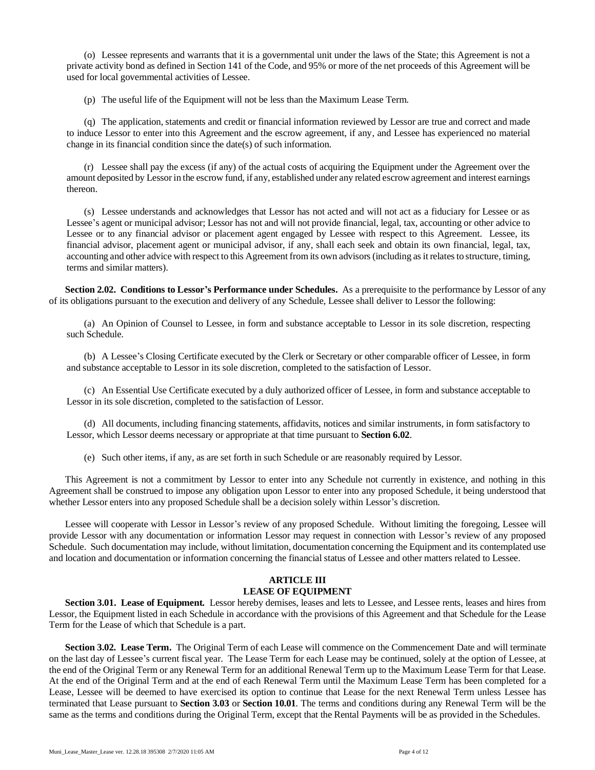(o) Lessee represents and warrants that it is a governmental unit under the laws of the State; this Agreement is not a private activity bond as defined in Section 141 of the Code, and 95% or more of the net proceeds of this Agreement will be used for local governmental activities of Lessee.

(p) The useful life of the Equipment will not be less than the Maximum Lease Term.

(q) The application, statements and credit or financial information reviewed by Lessor are true and correct and made to induce Lessor to enter into this Agreement and the escrow agreement, if any, and Lessee has experienced no material change in its financial condition since the date(s) of such information.

(r) Lessee shall pay the excess (if any) of the actual costs of acquiring the Equipment under the Agreement over the amount deposited by Lessor in the escrow fund, if any, established under any related escrow agreement and interest earnings thereon.

(s) Lessee understands and acknowledges that Lessor has not acted and will not act as a fiduciary for Lessee or as Lessee's agent or municipal advisor; Lessor has not and will not provide financial, legal, tax, accounting or other advice to Lessee or to any financial advisor or placement agent engaged by Lessee with respect to this Agreement. Lessee, its financial advisor, placement agent or municipal advisor, if any, shall each seek and obtain its own financial, legal, tax, accounting and other advice with respect to this Agreement from its own advisors (including as it relates to structure, timing, terms and similar matters).

**Section 2.02. Conditions to Lessor's Performance under Schedules.** As a prerequisite to the performance by Lessor of any of its obligations pursuant to the execution and delivery of any Schedule, Lessee shall deliver to Lessor the following:

(a) An Opinion of Counsel to Lessee, in form and substance acceptable to Lessor in its sole discretion, respecting such Schedule.

(b) A Lessee's Closing Certificate executed by the Clerk or Secretary or other comparable officer of Lessee, in form and substance acceptable to Lessor in its sole discretion, completed to the satisfaction of Lessor.

(c) An Essential Use Certificate executed by a duly authorized officer of Lessee, in form and substance acceptable to Lessor in its sole discretion, completed to the satisfaction of Lessor.

(d) All documents, including financing statements, affidavits, notices and similar instruments, in form satisfactory to Lessor, which Lessor deems necessary or appropriate at that time pursuant to **Section 6.02**.

(e) Such other items, if any, as are set forth in such Schedule or are reasonably required by Lessor.

This Agreement is not a commitment by Lessor to enter into any Schedule not currently in existence, and nothing in this Agreement shall be construed to impose any obligation upon Lessor to enter into any proposed Schedule, it being understood that whether Lessor enters into any proposed Schedule shall be a decision solely within Lessor's discretion.

Lessee will cooperate with Lessor in Lessor's review of any proposed Schedule. Without limiting the foregoing, Lessee will provide Lessor with any documentation or information Lessor may request in connection with Lessor's review of any proposed Schedule. Such documentation may include, without limitation, documentation concerning the Equipment and its contemplated use and location and documentation or information concerning the financial status of Lessee and other matters related to Lessee.

## ARTICLE III
## LEASE OF EQUIPMENT

**Section 3.01. Lease of Equipment.** Lessor hereby demises, leases and lets to Lessee, and Lessee rents, leases and hires from Lessor, the Equipment listed in each Schedule in accordance with the provisions of this Agreement and that Schedule for the Lease Term for the Lease of which that Schedule is a part.

**Section 3.02. Lease Term.** The Original Term of each Lease will commence on the Commencement Date and will terminate on the last day of Lessee's current fiscal year. The Lease Term for each Lease may be continued, solely at the option of Lessee, at the end of the Original Term or any Renewal Term for an additional Renewal Term up to the Maximum Lease Term for that Lease. At the end of the Original Term and at the end of each Renewal Term until the Maximum Lease Term has been completed for a Lease, Lessee will be deemed to have exercised its option to continue that Lease for the next Renewal Term unless Lessee has terminated that Lease pursuant to **Section 3.03** or **Section 10.01**. The terms and conditions during any Renewal Term will be the same as the terms and conditions during the Original Term, except that the Rental Payments will be as provided in the Schedules.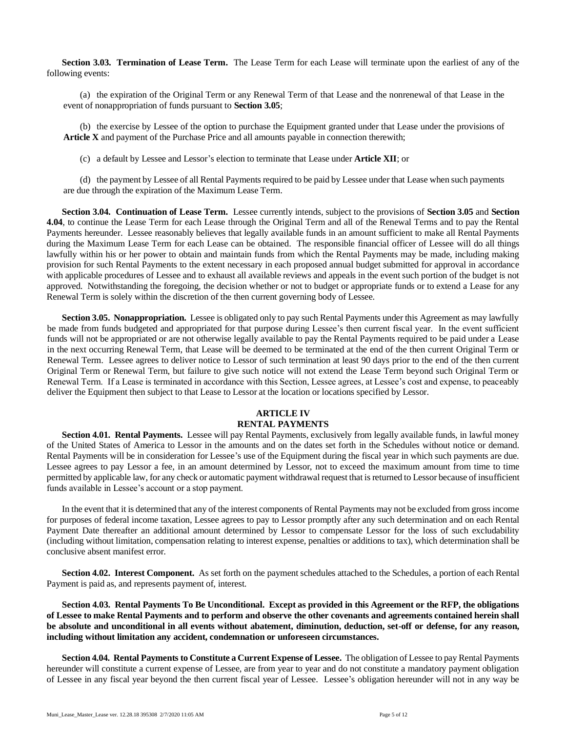**Section 3.03. Termination of Lease Term.** The Lease Term for each Lease will terminate upon the earliest of any of the following events:

(a) the expiration of the Original Term or any Renewal Term of that Lease and the nonrenewal of that Lease in the event of nonappropriation of funds pursuant to **Section 3.05**;

(b) the exercise by Lessee of the option to purchase the Equipment granted under that Lease under the provisions of **Article X** and payment of the Purchase Price and all amounts payable in connection therewith;

(c) a default by Lessee and Lessor's election to terminate that Lease under **Article XII**; or

(d) the payment by Lessee of all Rental Payments required to be paid by Lessee under that Lease when such payments are due through the expiration of the Maximum Lease Term.

**Section 3.04. Continuation of Lease Term.** Lessee currently intends, subject to the provisions of **Section 3.05** and **Section 4.04**, to continue the Lease Term for each Lease through the Original Term and all of the Renewal Terms and to pay the Rental Payments hereunder. Lessee reasonably believes that legally available funds in an amount sufficient to make all Rental Payments during the Maximum Lease Term for each Lease can be obtained. The responsible financial officer of Lessee will do all things lawfully within his or her power to obtain and maintain funds from which the Rental Payments may be made, including making provision for such Rental Payments to the extent necessary in each proposed annual budget submitted for approval in accordance with applicable procedures of Lessee and to exhaust all available reviews and appeals in the event such portion of the budget is not approved. Notwithstanding the foregoing, the decision whether or not to budget or appropriate funds or to extend a Lease for any Renewal Term is solely within the discretion of the then current governing body of Lessee.

**Section 3.05. Nonappropriation.** Lessee is obligated only to pay such Rental Payments under this Agreement as may lawfully be made from funds budgeted and appropriated for that purpose during Lessee's then current fiscal year. In the event sufficient funds will not be appropriated or are not otherwise legally available to pay the Rental Payments required to be paid under a Lease in the next occurring Renewal Term, that Lease will be deemed to be terminated at the end of the then current Original Term or Renewal Term. Lessee agrees to deliver notice to Lessor of such termination at least 90 days prior to the end of the then current Original Term or Renewal Term, but failure to give such notice will not extend the Lease Term beyond such Original Term or Renewal Term. If a Lease is terminated in accordance with this Section, Lessee agrees, at Lessee's cost and expense, to peaceably deliver the Equipment then subject to that Lease to Lessor at the location or locations specified by Lessor.

## ARTICLE IV
## RENTAL PAYMENTS

**Section 4.01. Rental Payments.** Lessee will pay Rental Payments, exclusively from legally available funds, in lawful money of the United States of America to Lessor in the amounts and on the dates set forth in the Schedules without notice or demand. Rental Payments will be in consideration for Lessee's use of the Equipment during the fiscal year in which such payments are due. Lessee agrees to pay Lessor a fee, in an amount determined by Lessor, not to exceed the maximum amount from time to time permitted by applicable law, for any check or automatic payment withdrawal request that is returned to Lessor because of insufficient funds available in Lessee's account or a stop payment.

In the event that it is determined that any of the interest components of Rental Payments may not be excluded from gross income for purposes of federal income taxation, Lessee agrees to pay to Lessor promptly after any such determination and on each Rental Payment Date thereafter an additional amount determined by Lessor to compensate Lessor for the loss of such excludability (including without limitation, compensation relating to interest expense, penalties or additions to tax), which determination shall be conclusive absent manifest error.

**Section 4.02. Interest Component.** As set forth on the payment schedules attached to the Schedules, a portion of each Rental Payment is paid as, and represents payment of, interest.

**Section 4.03. Rental Payments To Be Unconditional. Except as provided in this Agreement or the RFP, the obligations of Lessee to make Rental Payments and to perform and observe the other covenants and agreements contained herein shall be absolute and unconditional in all events without abatement, diminution, deduction, set-off or defense, for any reason, including without limitation any accident, condemnation or unforeseen circumstances.**

**Section 4.04. Rental Payments to Constitute a Current Expense of Lessee.** The obligation of Lessee to pay Rental Payments hereunder will constitute a current expense of Lessee, are from year to year and do not constitute a mandatory payment obligation of Lessee in any fiscal year beyond the then current fiscal year of Lessee. Lessee's obligation hereunder will not in any way be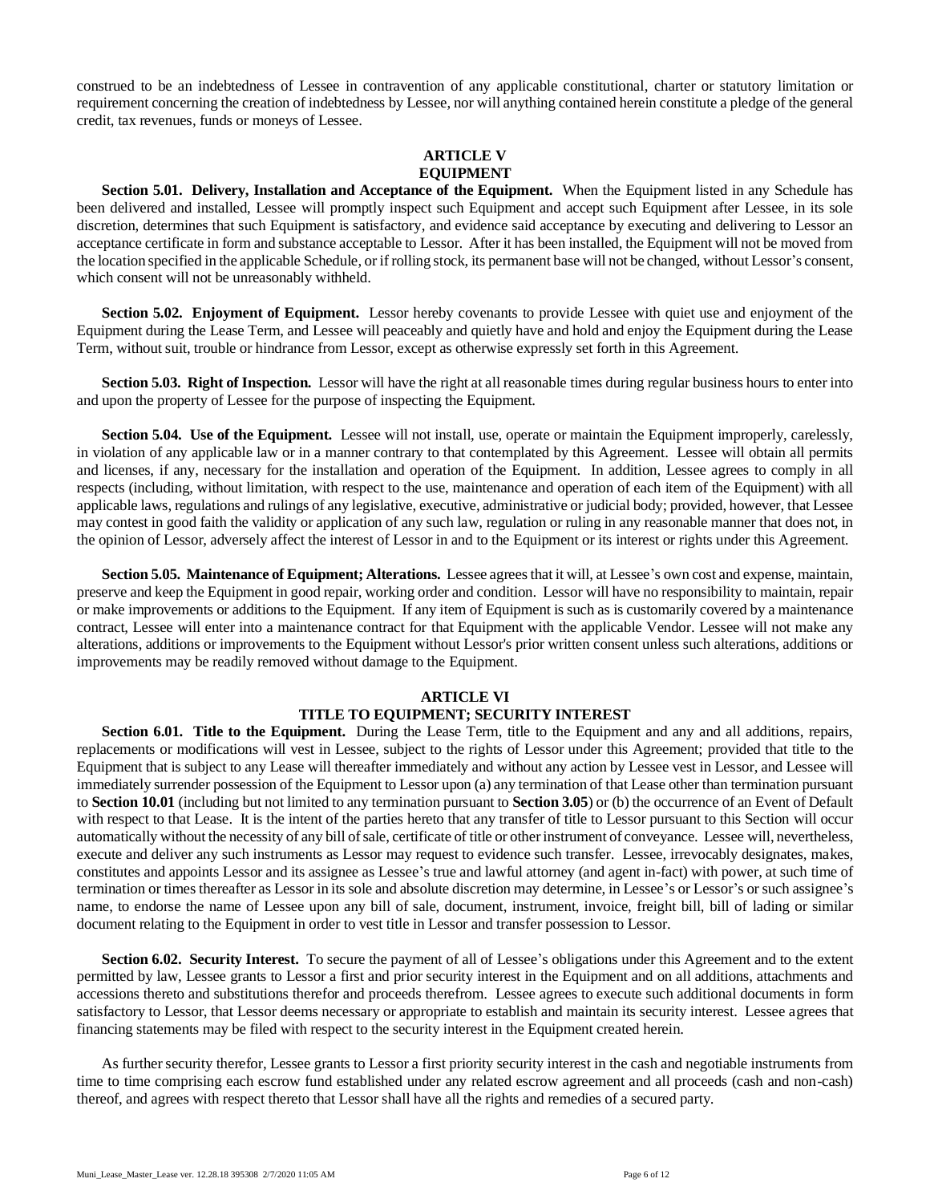construed to be an indebtedness of Lessee in contravention of any applicable constitutional, charter or statutory limitation or requirement concerning the creation of indebtedness by Lessee, nor will anything contained herein constitute a pledge of the general credit, tax revenues, funds or moneys of Lessee.

## ARTICLE V
## EQUIPMENT

**Section 5.01. Delivery, Installation and Acceptance of the Equipment.** When the Equipment listed in any Schedule has been delivered and installed, Lessee will promptly inspect such Equipment and accept such Equipment after Lessee, in its sole discretion, determines that such Equipment is satisfactory, and evidence said acceptance by executing and delivering to Lessor an acceptance certificate in form and substance acceptable to Lessor. After it has been installed, the Equipment will not be moved from the location specified in the applicable Schedule, or if rolling stock, its permanent base will not be changed, without Lessor's consent, which consent will not be unreasonably withheld.

**Section 5.02. Enjoyment of Equipment.** Lessor hereby covenants to provide Lessee with quiet use and enjoyment of the Equipment during the Lease Term, and Lessee will peaceably and quietly have and hold and enjoy the Equipment during the Lease Term, without suit, trouble or hindrance from Lessor, except as otherwise expressly set forth in this Agreement.

**Section 5.03. Right of Inspection.** Lessor will have the right at all reasonable times during regular business hours to enter into and upon the property of Lessee for the purpose of inspecting the Equipment.

**Section 5.04. Use of the Equipment.** Lessee will not install, use, operate or maintain the Equipment improperly, carelessly, in violation of any applicable law or in a manner contrary to that contemplated by this Agreement. Lessee will obtain all permits and licenses, if any, necessary for the installation and operation of the Equipment. In addition, Lessee agrees to comply in all respects (including, without limitation, with respect to the use, maintenance and operation of each item of the Equipment) with all applicable laws, regulations and rulings of any legislative, executive, administrative or judicial body; provided, however, that Lessee may contest in good faith the validity or application of any such law, regulation or ruling in any reasonable manner that does not, in the opinion of Lessor, adversely affect the interest of Lessor in and to the Equipment or its interest or rights under this Agreement.

**Section 5.05. Maintenance of Equipment; Alterations.** Lessee agrees that it will, at Lessee's own cost and expense, maintain, preserve and keep the Equipment in good repair, working order and condition. Lessor will have no responsibility to maintain, repair or make improvements or additions to the Equipment. If any item of Equipment is such as is customarily covered by a maintenance contract, Lessee will enter into a maintenance contract for that Equipment with the applicable Vendor. Lessee will not make any alterations, additions or improvements to the Equipment without Lessor's prior written consent unless such alterations, additions or improvements may be readily removed without damage to the Equipment.

## ARTICLE VI
## TITLE TO EQUIPMENT; SECURITY INTEREST

**Section 6.01. Title to the Equipment.** During the Lease Term, title to the Equipment and any and all additions, repairs, replacements or modifications will vest in Lessee, subject to the rights of Lessor under this Agreement; provided that title to the Equipment that is subject to any Lease will thereafter immediately and without any action by Lessee vest in Lessor, and Lessee will immediately surrender possession of the Equipment to Lessor upon (a) any termination of that Lease other than termination pursuant to **Section 10.01** (including but not limited to any termination pursuant to **Section 3.05**) or (b) the occurrence of an Event of Default with respect to that Lease. It is the intent of the parties hereto that any transfer of title to Lessor pursuant to this Section will occur automatically without the necessity of any bill of sale, certificate of title or other instrument of conveyance. Lessee will, nevertheless, execute and deliver any such instruments as Lessor may request to evidence such transfer. Lessee, irrevocably designates, makes, constitutes and appoints Lessor and its assignee as Lessee's true and lawful attorney (and agent in-fact) with power, at such time of termination or times thereafter as Lessor in its sole and absolute discretion may determine, in Lessee's or Lessor's or such assignee's name, to endorse the name of Lessee upon any bill of sale, document, instrument, invoice, freight bill, bill of lading or similar document relating to the Equipment in order to vest title in Lessor and transfer possession to Lessor.

**Section 6.02. Security Interest.** To secure the payment of all of Lessee's obligations under this Agreement and to the extent permitted by law, Lessee grants to Lessor a first and prior security interest in the Equipment and on all additions, attachments and accessions thereto and substitutions therefor and proceeds therefrom. Lessee agrees to execute such additional documents in form satisfactory to Lessor, that Lessor deems necessary or appropriate to establish and maintain its security interest. Lessee agrees that financing statements may be filed with respect to the security interest in the Equipment created herein.

As further security therefor, Lessee grants to Lessor a first priority security interest in the cash and negotiable instruments from time to time comprising each escrow fund established under any related escrow agreement and all proceeds (cash and non-cash) thereof, and agrees with respect thereto that Lessor shall have all the rights and remedies of a secured party.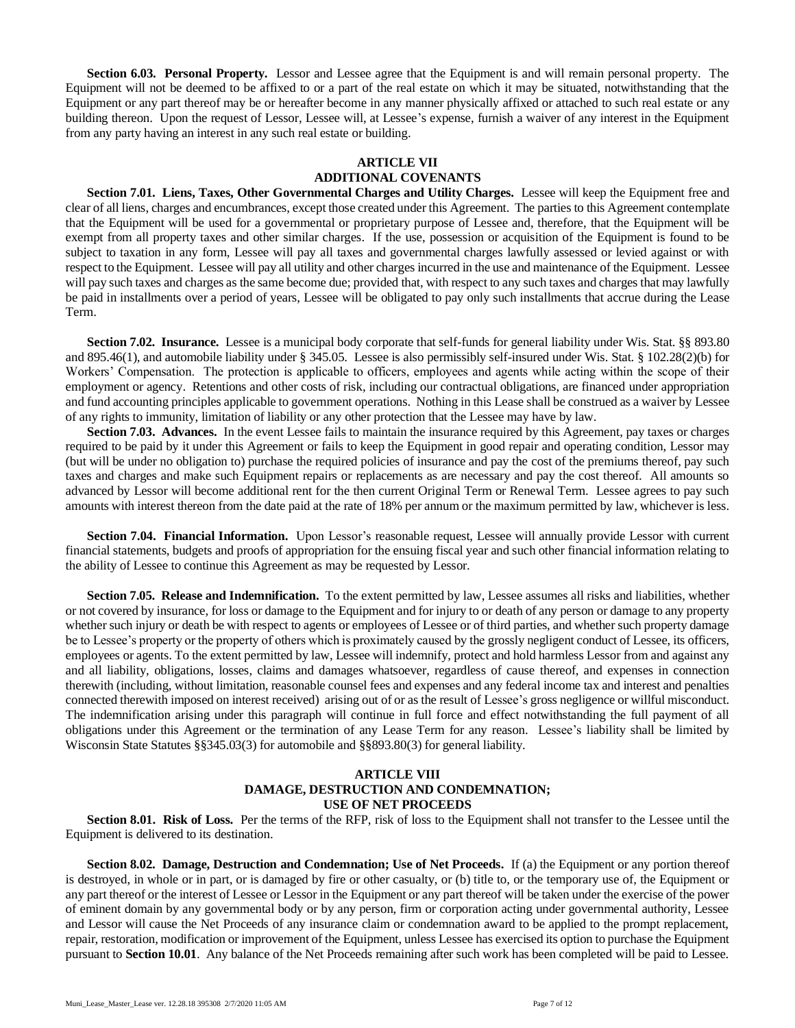**Section 6.03. Personal Property.** Lessor and Lessee agree that the Equipment is and will remain personal property. The Equipment will not be deemed to be affixed to or a part of the real estate on which it may be situated, notwithstanding that the Equipment or any part thereof may be or hereafter become in any manner physically affixed or attached to such real estate or any building thereon. Upon the request of Lessor, Lessee will, at Lessee's expense, furnish a waiver of any interest in the Equipment from any party having an interest in any such real estate or building.

## ARTICLE VII
## ADDITIONAL COVENANTS

**Section 7.01. Liens, Taxes, Other Governmental Charges and Utility Charges.** Lessee will keep the Equipment free and clear of all liens, charges and encumbrances, except those created under this Agreement. The parties to this Agreement contemplate that the Equipment will be used for a governmental or proprietary purpose of Lessee and, therefore, that the Equipment will be exempt from all property taxes and other similar charges. If the use, possession or acquisition of the Equipment is found to be subject to taxation in any form, Lessee will pay all taxes and governmental charges lawfully assessed or levied against or with respect to the Equipment. Lessee will pay all utility and other charges incurred in the use and maintenance of the Equipment. Lessee will pay such taxes and charges as the same become due; provided that, with respect to any such taxes and charges that may lawfully be paid in installments over a period of years, Lessee will be obligated to pay only such installments that accrue during the Lease Term.

**Section 7.02. Insurance.** Lessee is a municipal body corporate that self-funds for general liability under Wis. Stat. §§ 893.80 and 895.46(1), and automobile liability under § 345.05. Lessee is also permissibly self-insured under Wis. Stat. § 102.28(2)(b) for Workers' Compensation. The protection is applicable to officers, employees and agents while acting within the scope of their employment or agency. Retentions and other costs of risk, including our contractual obligations, are financed under appropriation and fund accounting principles applicable to government operations. Nothing in this Lease shall be construed as a waiver by Lessee of any rights to immunity, limitation of liability or any other protection that the Lessee may have by law.

**Section 7.03. Advances.** In the event Lessee fails to maintain the insurance required by this Agreement, pay taxes or charges required to be paid by it under this Agreement or fails to keep the Equipment in good repair and operating condition, Lessor may (but will be under no obligation to) purchase the required policies of insurance and pay the cost of the premiums thereof, pay such taxes and charges and make such Equipment repairs or replacements as are necessary and pay the cost thereof. All amounts so advanced by Lessor will become additional rent for the then current Original Term or Renewal Term. Lessee agrees to pay such amounts with interest thereon from the date paid at the rate of 18% per annum or the maximum permitted by law, whichever is less.

**Section 7.04. Financial Information.** Upon Lessor's reasonable request, Lessee will annually provide Lessor with current financial statements, budgets and proofs of appropriation for the ensuing fiscal year and such other financial information relating to the ability of Lessee to continue this Agreement as may be requested by Lessor.

**Section 7.05. Release and Indemnification.** To the extent permitted by law, Lessee assumes all risks and liabilities, whether or not covered by insurance, for loss or damage to the Equipment and for injury to or death of any person or damage to any property whether such injury or death be with respect to agents or employees of Lessee or of third parties, and whether such property damage be to Lessee's property or the property of others which is proximately caused by the grossly negligent conduct of Lessee, its officers, employees or agents. To the extent permitted by law, Lessee will indemnify, protect and hold harmless Lessor from and against any and all liability, obligations, losses, claims and damages whatsoever, regardless of cause thereof, and expenses in connection therewith (including, without limitation, reasonable counsel fees and expenses and any federal income tax and interest and penalties connected therewith imposed on interest received) arising out of or as the result of Lessee's gross negligence or willful misconduct. The indemnification arising under this paragraph will continue in full force and effect notwithstanding the full payment of all obligations under this Agreement or the termination of any Lease Term for any reason. Lessee's liability shall be limited by Wisconsin State Statutes §§345.03(3) for automobile and §§893.80(3) for general liability.

## ARTICLE VIII
## DAMAGE, DESTRUCTION AND CONDEMNATION; USE OF NET PROCEEDS

**Section 8.01. Risk of Loss.** Per the terms of the RFP, risk of loss to the Equipment shall not transfer to the Lessee until the Equipment is delivered to its destination.

**Section 8.02. Damage, Destruction and Condemnation; Use of Net Proceeds.** If (a) the Equipment or any portion thereof is destroyed, in whole or in part, or is damaged by fire or other casualty, or (b) title to, or the temporary use of, the Equipment or any part thereof or the interest of Lessee or Lessor in the Equipment or any part thereof will be taken under the exercise of the power of eminent domain by any governmental body or by any person, firm or corporation acting under governmental authority, Lessee and Lessor will cause the Net Proceeds of any insurance claim or condemnation award to be applied to the prompt replacement, repair, restoration, modification or improvement of the Equipment, unless Lessee has exercised its option to purchase the Equipment pursuant to **Section 10.01**. Any balance of the Net Proceeds remaining after such work has been completed will be paid to Lessee.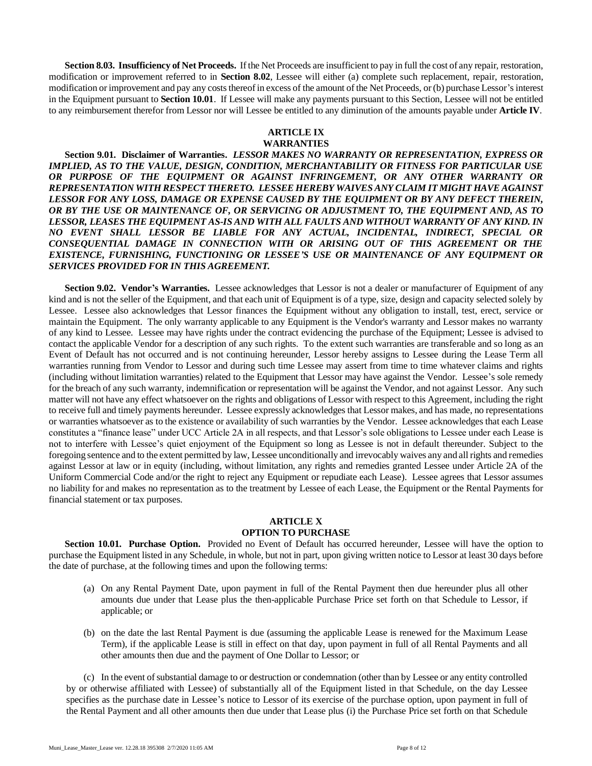**Section 8.03. Insufficiency of Net Proceeds.** If the Net Proceeds are insufficient to pay in full the cost of any repair, restoration, modification or improvement referred to in **Section 8.02**, Lessee will either (a) complete such replacement, repair, restoration, modification or improvement and pay any costs thereof in excess of the amount of the Net Proceeds, or (b) purchase Lessor's interest in the Equipment pursuant to **Section 10.01**. If Lessee will make any payments pursuant to this Section, Lessee will not be entitled to any reimbursement therefor from Lessor nor will Lessee be entitled to any diminution of the amounts payable under **Article IV**.

## ARTICLE IX
## WARRANTIES

**Section 9.01. Disclaimer of Warranties.** ***LESSOR MAKES NO WARRANTY OR REPRESENTATION, EXPRESS OR IMPLIED, AS TO THE VALUE, DESIGN, CONDITION, MERCHANTABILITY OR FITNESS FOR PARTICULAR USE OR PURPOSE OF THE EQUIPMENT OR AGAINST INFRINGEMENT, OR ANY OTHER WARRANTY OR REPRESENTATION WITH RESPECT THERETO. LESSEE HEREBY WAIVES ANY CLAIM IT MIGHT HAVE AGAINST LESSOR FOR ANY LOSS, DAMAGE OR EXPENSE CAUSED BY THE EQUIPMENT OR BY ANY DEFECT THEREIN, OR BY THE USE OR MAINTENANCE OF, OR SERVICING OR ADJUSTMENT TO, THE EQUIPMENT AND, AS TO LESSOR, LEASES THE EQUIPMENT AS-IS AND WITH ALL FAULTS AND WITHOUT WARRANTY OF ANY KIND. IN NO EVENT SHALL LESSOR BE LIABLE FOR ANY ACTUAL, INCIDENTAL, INDIRECT, SPECIAL OR CONSEQUENTIAL DAMAGE IN CONNECTION WITH OR ARISING OUT OF THIS AGREEMENT OR THE EXISTENCE, FURNISHING, FUNCTIONING OR LESSEE'S USE OR MAINTENANCE OF ANY EQUIPMENT OR SERVICES PROVIDED FOR IN THIS AGREEMENT.***

**Section 9.02. Vendor's Warranties.** Lessee acknowledges that Lessor is not a dealer or manufacturer of Equipment of any kind and is not the seller of the Equipment, and that each unit of Equipment is of a type, size, design and capacity selected solely by Lessee. Lessee also acknowledges that Lessor finances the Equipment without any obligation to install, test, erect, service or maintain the Equipment. The only warranty applicable to any Equipment is the Vendor's warranty and Lessor makes no warranty of any kind to Lessee. Lessee may have rights under the contract evidencing the purchase of the Equipment; Lessee is advised to contact the applicable Vendor for a description of any such rights. To the extent such warranties are transferable and so long as an Event of Default has not occurred and is not continuing hereunder, Lessor hereby assigns to Lessee during the Lease Term all warranties running from Vendor to Lessor and during such time Lessee may assert from time to time whatever claims and rights (including without limitation warranties) related to the Equipment that Lessor may have against the Vendor. Lessee's sole remedy for the breach of any such warranty, indemnification or representation will be against the Vendor, and not against Lessor. Any such matter will not have any effect whatsoever on the rights and obligations of Lessor with respect to this Agreement, including the right to receive full and timely payments hereunder. Lessee expressly acknowledges that Lessor makes, and has made, no representations or warranties whatsoever as to the existence or availability of such warranties by the Vendor. Lessee acknowledges that each Lease constitutes a "finance lease" under UCC Article 2A in all respects, and that Lessor's sole obligations to Lessee under each Lease is not to interfere with Lessee's quiet enjoyment of the Equipment so long as Lessee is not in default thereunder. Subject to the foregoing sentence and to the extent permitted by law, Lessee unconditionally and irrevocably waives any and all rights and remedies against Lessor at law or in equity (including, without limitation, any rights and remedies granted Lessee under Article 2A of the Uniform Commercial Code and/or the right to reject any Equipment or repudiate each Lease). Lessee agrees that Lessor assumes no liability for and makes no representation as to the treatment by Lessee of each Lease, the Equipment or the Rental Payments for financial statement or tax purposes.

## ARTICLE X
## OPTION TO PURCHASE

**Section 10.01. Purchase Option.** Provided no Event of Default has occurred hereunder, Lessee will have the option to purchase the Equipment listed in any Schedule, in whole, but not in part, upon giving written notice to Lessor at least 30 days before the date of purchase, at the following times and upon the following terms:

(a) On any Rental Payment Date, upon payment in full of the Rental Payment then due hereunder plus all other amounts due under that Lease plus the then-applicable Purchase Price set forth on that Schedule to Lessor, if applicable; or

(b) on the date the last Rental Payment is due (assuming the applicable Lease is renewed for the Maximum Lease Term), if the applicable Lease is still in effect on that day, upon payment in full of all Rental Payments and all other amounts then due and the payment of One Dollar to Lessor; or

(c) In the event of substantial damage to or destruction or condemnation (other than by Lessee or any entity controlled by or otherwise affiliated with Lessee) of substantially all of the Equipment listed in that Schedule, on the day Lessee specifies as the purchase date in Lessee's notice to Lessor of its exercise of the purchase option, upon payment in full of the Rental Payment and all other amounts then due under that Lease plus (i) the Purchase Price set forth on that Schedule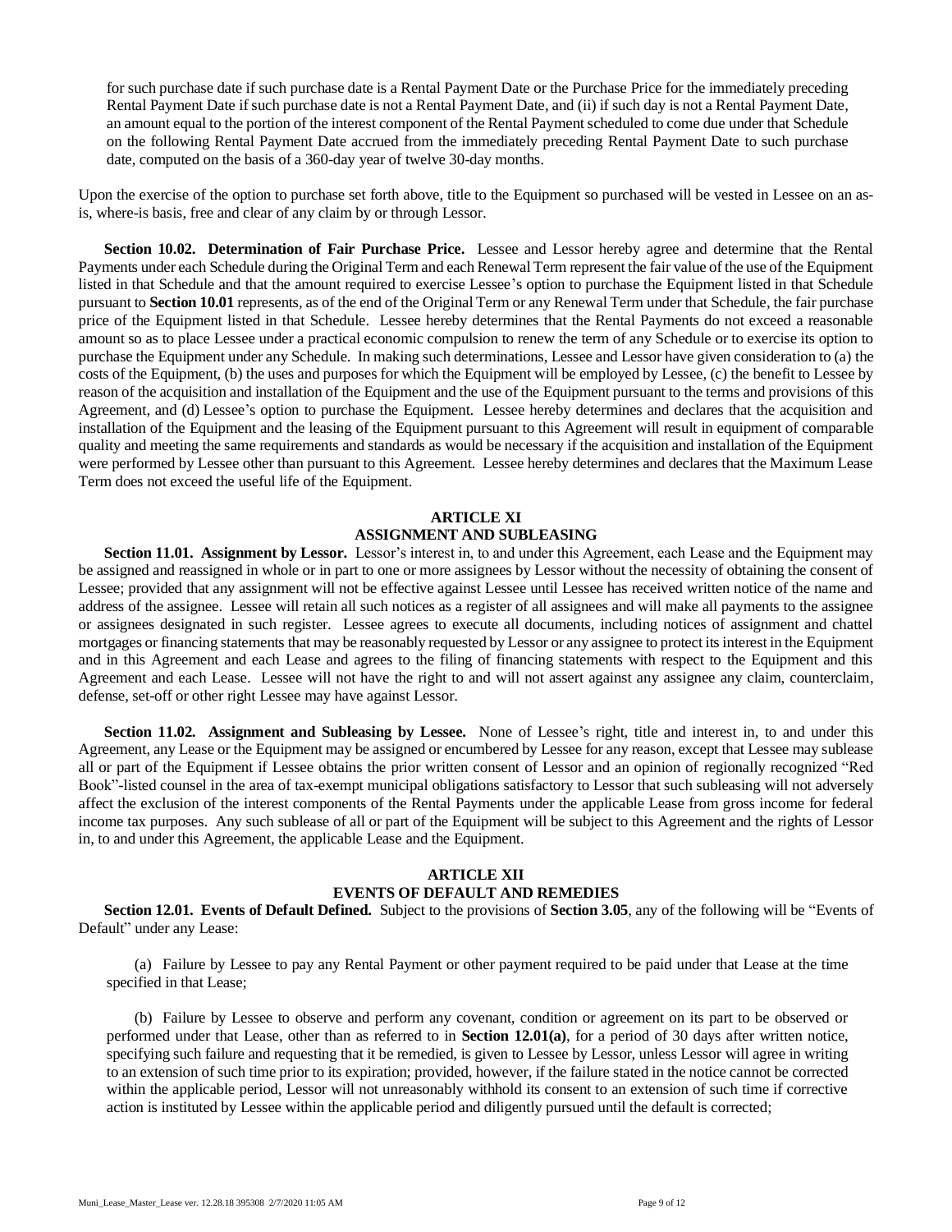for such purchase date if such purchase date is a Rental Payment Date or the Purchase Price for the immediately preceding Rental Payment Date if such purchase date is not a Rental Payment Date, and (ii) if such day is not a Rental Payment Date, an amount equal to the portion of the interest component of the Rental Payment scheduled to come due under that Schedule on the following Rental Payment Date accrued from the immediately preceding Rental Payment Date to such purchase date, computed on the basis of a 360-day year of twelve 30-day months.

Upon the exercise of the option to purchase set forth above, title to the Equipment so purchased will be vested in Lessee on an as-is, where-is basis, free and clear of any claim by or through Lessor.

**Section 10.02. Determination of Fair Purchase Price.** Lessee and Lessor hereby agree and determine that the Rental Payments under each Schedule during the Original Term and each Renewal Term represent the fair value of the use of the Equipment listed in that Schedule and that the amount required to exercise Lessee's option to purchase the Equipment listed in that Schedule pursuant to **Section 10.01** represents, as of the end of the Original Term or any Renewal Term under that Schedule, the fair purchase price of the Equipment listed in that Schedule. Lessee hereby determines that the Rental Payments do not exceed a reasonable amount so as to place Lessee under a practical economic compulsion to renew the term of any Schedule or to exercise its option to purchase the Equipment under any Schedule. In making such determinations, Lessee and Lessor have given consideration to (a) the costs of the Equipment, (b) the uses and purposes for which the Equipment will be employed by Lessee, (c) the benefit to Lessee by reason of the acquisition and installation of the Equipment and the use of the Equipment pursuant to the terms and provisions of this Agreement, and (d) Lessee's option to purchase the Equipment. Lessee hereby determines and declares that the acquisition and installation of the Equipment and the leasing of the Equipment pursuant to this Agreement will result in equipment of comparable quality and meeting the same requirements and standards as would be necessary if the acquisition and installation of the Equipment were performed by Lessee other than pursuant to this Agreement. Lessee hereby determines and declares that the Maximum Lease Term does not exceed the useful life of the Equipment.

## ARTICLE XI
## ASSIGNMENT AND SUBLEASING

**Section 11.01. Assignment by Lessor.** Lessor's interest in, to and under this Agreement, each Lease and the Equipment may be assigned and reassigned in whole or in part to one or more assignees by Lessor without the necessity of obtaining the consent of Lessee; provided that any assignment will not be effective against Lessee until Lessee has received written notice of the name and address of the assignee. Lessee will retain all such notices as a register of all assignees and will make all payments to the assignee or assignees designated in such register. Lessee agrees to execute all documents, including notices of assignment and chattel mortgages or financing statements that may be reasonably requested by Lessor or any assignee to protect its interest in the Equipment and in this Agreement and each Lease and agrees to the filing of financing statements with respect to the Equipment and this Agreement and each Lease. Lessee will not have the right to and will not assert against any assignee any claim, counterclaim, defense, set-off or other right Lessee may have against Lessor.

**Section 11.02. Assignment and Subleasing by Lessee.** None of Lessee's right, title and interest in, to and under this Agreement, any Lease or the Equipment may be assigned or encumbered by Lessee for any reason, except that Lessee may sublease all or part of the Equipment if Lessee obtains the prior written consent of Lessor and an opinion of regionally recognized "Red Book"-listed counsel in the area of tax-exempt municipal obligations satisfactory to Lessor that such subleasing will not adversely affect the exclusion of the interest components of the Rental Payments under the applicable Lease from gross income for federal income tax purposes. Any such sublease of all or part of the Equipment will be subject to this Agreement and the rights of Lessor in, to and under this Agreement, the applicable Lease and the Equipment.

## ARTICLE XII
## EVENTS OF DEFAULT AND REMEDIES

**Section 12.01. Events of Default Defined.** Subject to the provisions of **Section 3.05**, any of the following will be "Events of Default" under any Lease:

(a) Failure by Lessee to pay any Rental Payment or other payment required to be paid under that Lease at the time specified in that Lease;

(b) Failure by Lessee to observe and perform any covenant, condition or agreement on its part to be observed or performed under that Lease, other than as referred to in **Section 12.01(a)**, for a period of 30 days after written notice, specifying such failure and requesting that it be remedied, is given to Lessee by Lessor, unless Lessor will agree in writing to an extension of such time prior to its expiration; provided, however, if the failure stated in the notice cannot be corrected within the applicable period, Lessor will not unreasonably withhold its consent to an extension of such time if corrective action is instituted by Lessee within the applicable period and diligently pursued until the default is corrected;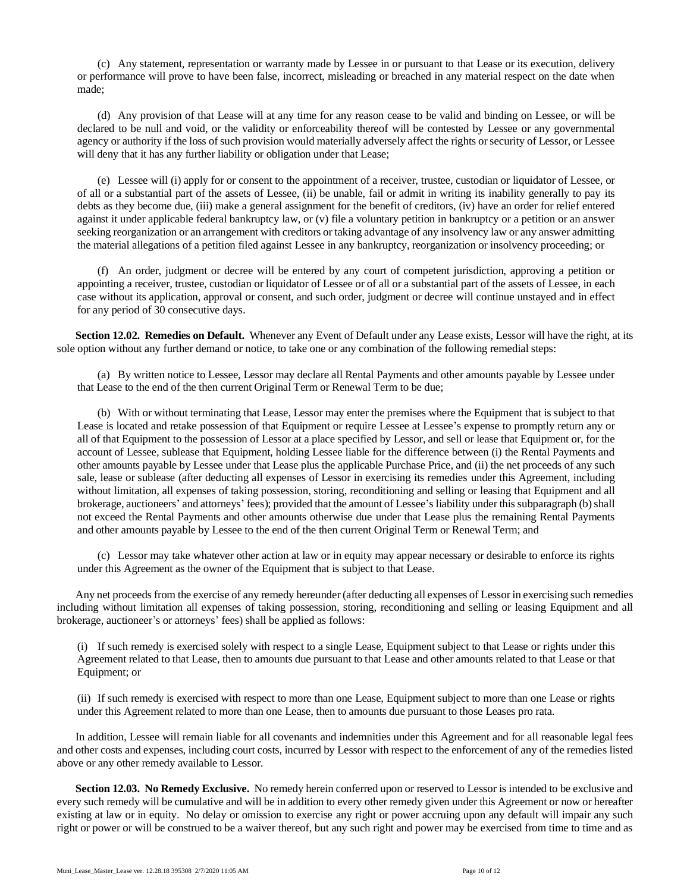(c) Any statement, representation or warranty made by Lessee in or pursuant to that Lease or its execution, delivery or performance will prove to have been false, incorrect, misleading or breached in any material respect on the date when made;

(d) Any provision of that Lease will at any time for any reason cease to be valid and binding on Lessee, or will be declared to be null and void, or the validity or enforceability thereof will be contested by Lessee or any governmental agency or authority if the loss of such provision would materially adversely affect the rights or security of Lessor, or Lessee will deny that it has any further liability or obligation under that Lease;

(e) Lessee will (i) apply for or consent to the appointment of a receiver, trustee, custodian or liquidator of Lessee, or of all or a substantial part of the assets of Lessee, (ii) be unable, fail or admit in writing its inability generally to pay its debts as they become due, (iii) make a general assignment for the benefit of creditors, (iv) have an order for relief entered against it under applicable federal bankruptcy law, or (v) file a voluntary petition in bankruptcy or a petition or an answer seeking reorganization or an arrangement with creditors or taking advantage of any insolvency law or any answer admitting the material allegations of a petition filed against Lessee in any bankruptcy, reorganization or insolvency proceeding; or

(f) An order, judgment or decree will be entered by any court of competent jurisdiction, approving a petition or appointing a receiver, trustee, custodian or liquidator of Lessee or of all or a substantial part of the assets of Lessee, in each case without its application, approval or consent, and such order, judgment or decree will continue unstayed and in effect for any period of 30 consecutive days.

**Section 12.02. Remedies on Default.** Whenever any Event of Default under any Lease exists, Lessor will have the right, at its sole option without any further demand or notice, to take one or any combination of the following remedial steps:

(a) By written notice to Lessee, Lessor may declare all Rental Payments and other amounts payable by Lessee under that Lease to the end of the then current Original Term or Renewal Term to be due;

(b) With or without terminating that Lease, Lessor may enter the premises where the Equipment that is subject to that Lease is located and retake possession of that Equipment or require Lessee at Lessee's expense to promptly return any or all of that Equipment to the possession of Lessor at a place specified by Lessor, and sell or lease that Equipment or, for the account of Lessee, sublease that Equipment, holding Lessee liable for the difference between (i) the Rental Payments and other amounts payable by Lessee under that Lease plus the applicable Purchase Price, and (ii) the net proceeds of any such sale, lease or sublease (after deducting all expenses of Lessor in exercising its remedies under this Agreement, including without limitation, all expenses of taking possession, storing, reconditioning and selling or leasing that Equipment and all brokerage, auctioneers' and attorneys' fees); provided that the amount of Lessee's liability under this subparagraph (b) shall not exceed the Rental Payments and other amounts otherwise due under that Lease plus the remaining Rental Payments and other amounts payable by Lessee to the end of the then current Original Term or Renewal Term; and

(c) Lessor may take whatever other action at law or in equity may appear necessary or desirable to enforce its rights under this Agreement as the owner of the Equipment that is subject to that Lease.

Any net proceeds from the exercise of any remedy hereunder (after deducting all expenses of Lessor in exercising such remedies including without limitation all expenses of taking possession, storing, reconditioning and selling or leasing Equipment and all brokerage, auctioneer's or attorneys' fees) shall be applied as follows:

(i) If such remedy is exercised solely with respect to a single Lease, Equipment subject to that Lease or rights under this Agreement related to that Lease, then to amounts due pursuant to that Lease and other amounts related to that Lease or that Equipment; or

(ii) If such remedy is exercised with respect to more than one Lease, Equipment subject to more than one Lease or rights under this Agreement related to more than one Lease, then to amounts due pursuant to those Leases pro rata.

In addition, Lessee will remain liable for all covenants and indemnities under this Agreement and for all reasonable legal fees and other costs and expenses, including court costs, incurred by Lessor with respect to the enforcement of any of the remedies listed above or any other remedy available to Lessor.

**Section 12.03. No Remedy Exclusive.** No remedy herein conferred upon or reserved to Lessor is intended to be exclusive and every such remedy will be cumulative and will be in addition to every other remedy given under this Agreement or now or hereafter existing at law or in equity. No delay or omission to exercise any right or power accruing upon any default will impair any such right or power or will be construed to be a waiver thereof, but any such right and power may be exercised from time to time and as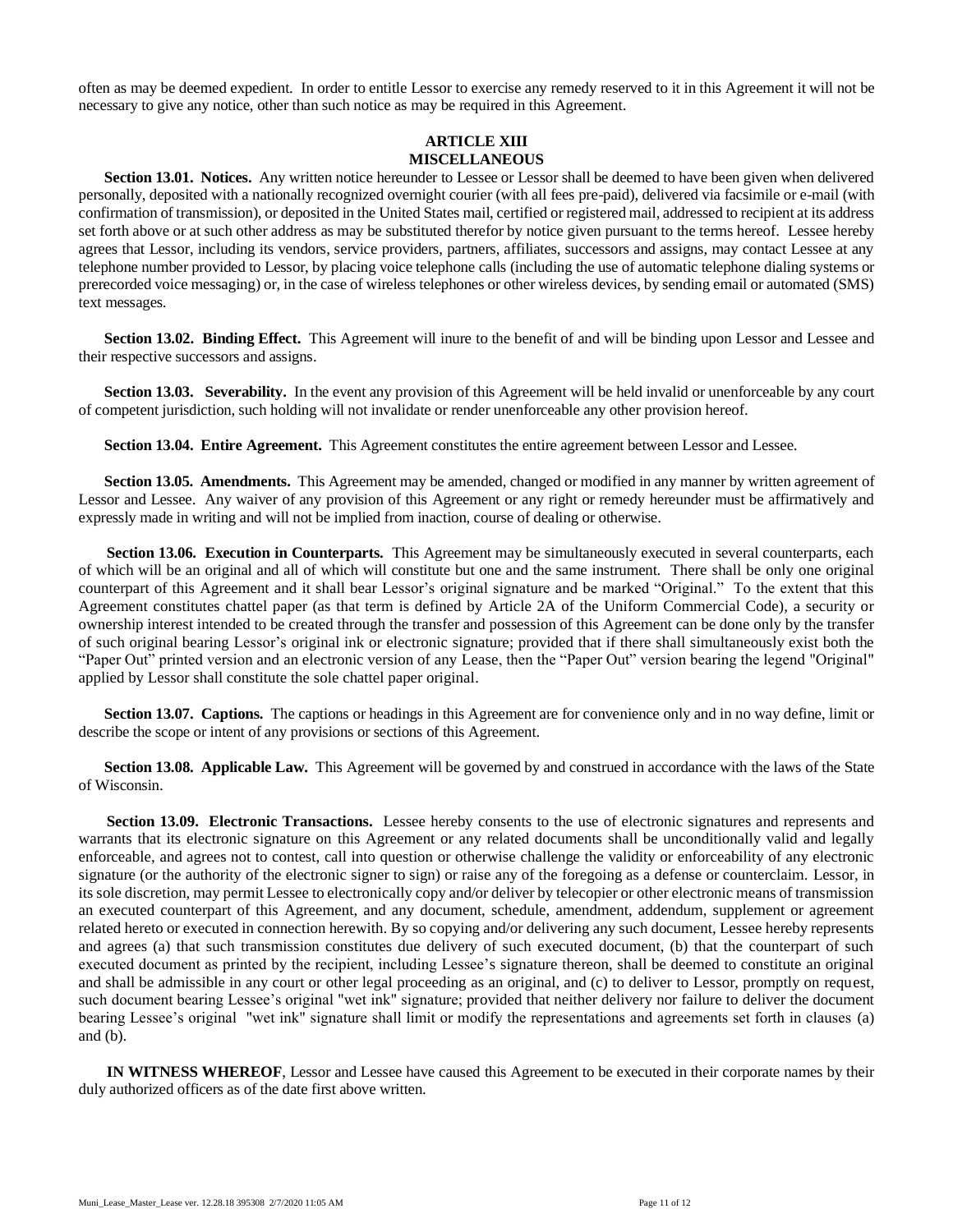often as may be deemed expedient. In order to entitle Lessor to exercise any remedy reserved to it in this Agreement it will not be necessary to give any notice, other than such notice as may be required in this Agreement.

## ARTICLE XIII
## MISCELLANEOUS

**Section 13.01. Notices.** Any written notice hereunder to Lessee or Lessor shall be deemed to have been given when delivered personally, deposited with a nationally recognized overnight courier (with all fees pre-paid), delivered via facsimile or e-mail (with confirmation of transmission), or deposited in the United States mail, certified or registered mail, addressed to recipient at its address set forth above or at such other address as may be substituted therefor by notice given pursuant to the terms hereof. Lessee hereby agrees that Lessor, including its vendors, service providers, partners, affiliates, successors and assigns, may contact Lessee at any telephone number provided to Lessor, by placing voice telephone calls (including the use of automatic telephone dialing systems or prerecorded voice messaging) or, in the case of wireless telephones or other wireless devices, by sending email or automated (SMS) text messages.

**Section 13.02. Binding Effect.** This Agreement will inure to the benefit of and will be binding upon Lessor and Lessee and their respective successors and assigns.

**Section 13.03. Severability.** In the event any provision of this Agreement will be held invalid or unenforceable by any court of competent jurisdiction, such holding will not invalidate or render unenforceable any other provision hereof.

**Section 13.04. Entire Agreement.** This Agreement constitutes the entire agreement between Lessor and Lessee.

**Section 13.05. Amendments.** This Agreement may be amended, changed or modified in any manner by written agreement of Lessor and Lessee. Any waiver of any provision of this Agreement or any right or remedy hereunder must be affirmatively and expressly made in writing and will not be implied from inaction, course of dealing or otherwise.

**Section 13.06. Execution in Counterparts.** This Agreement may be simultaneously executed in several counterparts, each of which will be an original and all of which will constitute but one and the same instrument. There shall be only one original counterpart of this Agreement and it shall bear Lessor's original signature and be marked "Original." To the extent that this Agreement constitutes chattel paper (as that term is defined by Article 2A of the Uniform Commercial Code), a security or ownership interest intended to be created through the transfer and possession of this Agreement can be done only by the transfer of such original bearing Lessor's original ink or electronic signature; provided that if there shall simultaneously exist both the "Paper Out" printed version and an electronic version of any Lease, then the "Paper Out" version bearing the legend "Original" applied by Lessor shall constitute the sole chattel paper original.

**Section 13.07. Captions.** The captions or headings in this Agreement are for convenience only and in no way define, limit or describe the scope or intent of any provisions or sections of this Agreement.

**Section 13.08. Applicable Law.** This Agreement will be governed by and construed in accordance with the laws of the State of Wisconsin.

**Section 13.09. Electronic Transactions.** Lessee hereby consents to the use of electronic signatures and represents and warrants that its electronic signature on this Agreement or any related documents shall be unconditionally valid and legally enforceable, and agrees not to contest, call into question or otherwise challenge the validity or enforceability of any electronic signature (or the authority of the electronic signer to sign) or raise any of the foregoing as a defense or counterclaim. Lessor, in its sole discretion, may permit Lessee to electronically copy and/or deliver by telecopier or other electronic means of transmission an executed counterpart of this Agreement, and any document, schedule, amendment, addendum, supplement or agreement related hereto or executed in connection herewith. By so copying and/or delivering any such document, Lessee hereby represents and agrees (a) that such transmission constitutes due delivery of such executed document, (b) that the counterpart of such executed document as printed by the recipient, including Lessee's signature thereon, shall be deemed to constitute an original and shall be admissible in any court or other legal proceeding as an original, and (c) to deliver to Lessor, promptly on request, such document bearing Lessee's original "wet ink" signature; provided that neither delivery nor failure to deliver the document bearing Lessee's original "wet ink" signature shall limit or modify the representations and agreements set forth in clauses (a) and (b).

**IN WITNESS WHEREOF**, Lessor and Lessee have caused this Agreement to be executed in their corporate names by their duly authorized officers as of the date first above written.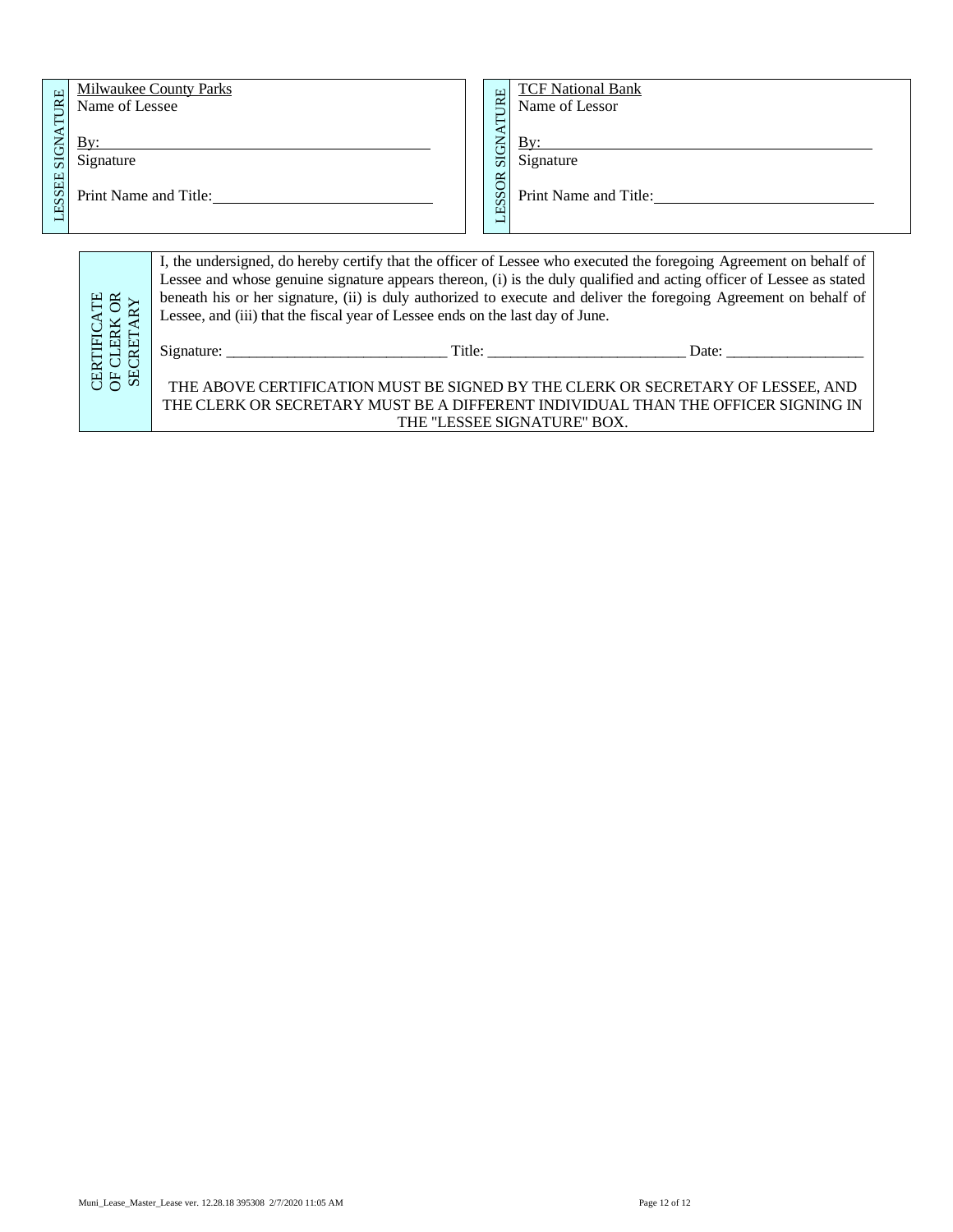| LESSEE SIGNATURE | |
|---|---|
| | Milwaukee County Parks<br>Name of Lessee<br><br>By: ______________________________<br>Signature<br><br>Print Name and Title: ______________________ |

| LESSOR SIGNATURE | |
|---|---|
| | TCF National Bank<br>Name of Lessor<br><br>By: ______________________________<br>Signature<br><br>Print Name and Title: ______________________ |

| CERTIFICATE OF CLERK OR SECRETARY | |
|---|---|
| | I, the undersigned, do hereby certify that the officer of Lessee who executed the foregoing Agreement on behalf of Lessee and whose genuine signature appears thereon, (i) is the duly qualified and acting officer of Lessee as stated beneath his or her signature, (ii) is duly authorized to execute and deliver the foregoing Agreement on behalf of Lessee, and (iii) that the fiscal year of Lessee ends on the last day of June.<br><br>Signature: ____________________________ Title: _________________________ Date: __________________<br><br>THE ABOVE CERTIFICATION MUST BE SIGNED BY THE CLERK OR SECRETARY OF LESSEE, AND THE CLERK OR SECRETARY MUST BE A DIFFERENT INDIVIDUAL THAN THE OFFICER SIGNING IN THE "LESSEE SIGNATURE" BOX. |

Muni_Lease_Master_Lease ver. 12.28.18 395308 2/7/2020 11:05 AM